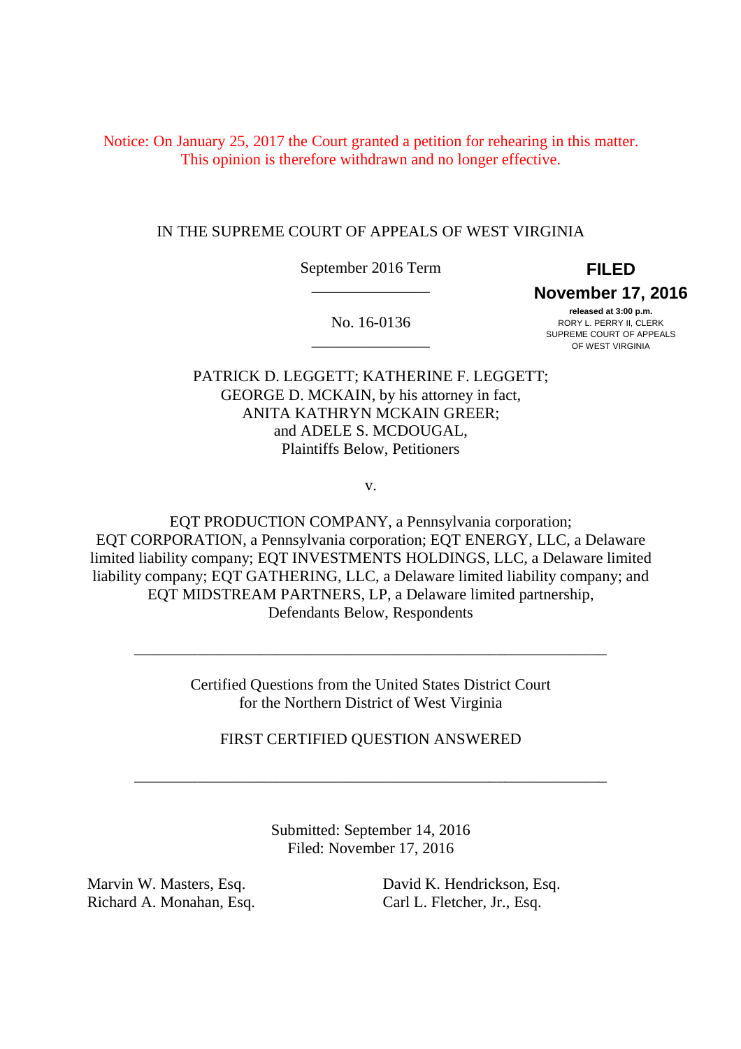Notice: On January 25, 2017 the Court granted a petition for rehearing in this matter. This opinion is therefore withdrawn and no longer effective.

IN THE SUPREME COURT OF APPEALS OF WEST VIRGINIA

September 2016 Term

\_\_\_\_\_\_\_\_\_\_\_\_\_\_\_

No. 16-0136

\_\_\_\_\_\_\_\_\_\_\_\_\_\_\_

**FILED**
**November 17, 2016**
**released at 3:00 p.m.**
RORY L. PERRY II, CLERK
SUPREME COURT OF APPEALS
OF WEST VIRGINIA

PATRICK D. LEGGETT; KATHERINE F. LEGGETT;
GEORGE D. MCKAIN, by his attorney in fact,
ANITA KATHRYN MCKAIN GREER;
and ADELE S. MCDOUGAL,
Plaintiffs Below, Petitioners

v.

EQT PRODUCTION COMPANY, a Pennsylvania corporation;
EQT CORPORATION, a Pennsylvania corporation; EQT ENERGY, LLC, a Delaware limited liability company; EQT INVESTMENTS HOLDINGS, LLC, a Delaware limited liability company; EQT GATHERING, LLC, a Delaware limited liability company; and EQT MIDSTREAM PARTNERS, LP, a Delaware limited partnership,
Defendants Below, Respondents

\_\_\_\_\_\_\_\_\_\_\_\_\_\_\_\_\_\_\_\_\_\_\_\_\_\_\_\_\_\_\_\_\_\_\_\_\_\_\_\_\_\_\_\_\_\_\_\_\_\_\_\_\_\_\_\_\_\_\_

Certified Questions from the United States District Court
for the Northern District of West Virginia

FIRST CERTIFIED QUESTION ANSWERED

\_\_\_\_\_\_\_\_\_\_\_\_\_\_\_\_\_\_\_\_\_\_\_\_\_\_\_\_\_\_\_\_\_\_\_\_\_\_\_\_\_\_\_\_\_\_\_\_\_\_\_\_\_\_\_\_\_\_\_

Submitted: September 14, 2016
Filed: November 17, 2016

Marvin W. Masters, Esq.
Richard A. Monahan, Esq.

David K. Hendrickson, Esq.
Carl L. Fletcher, Jr., Esq.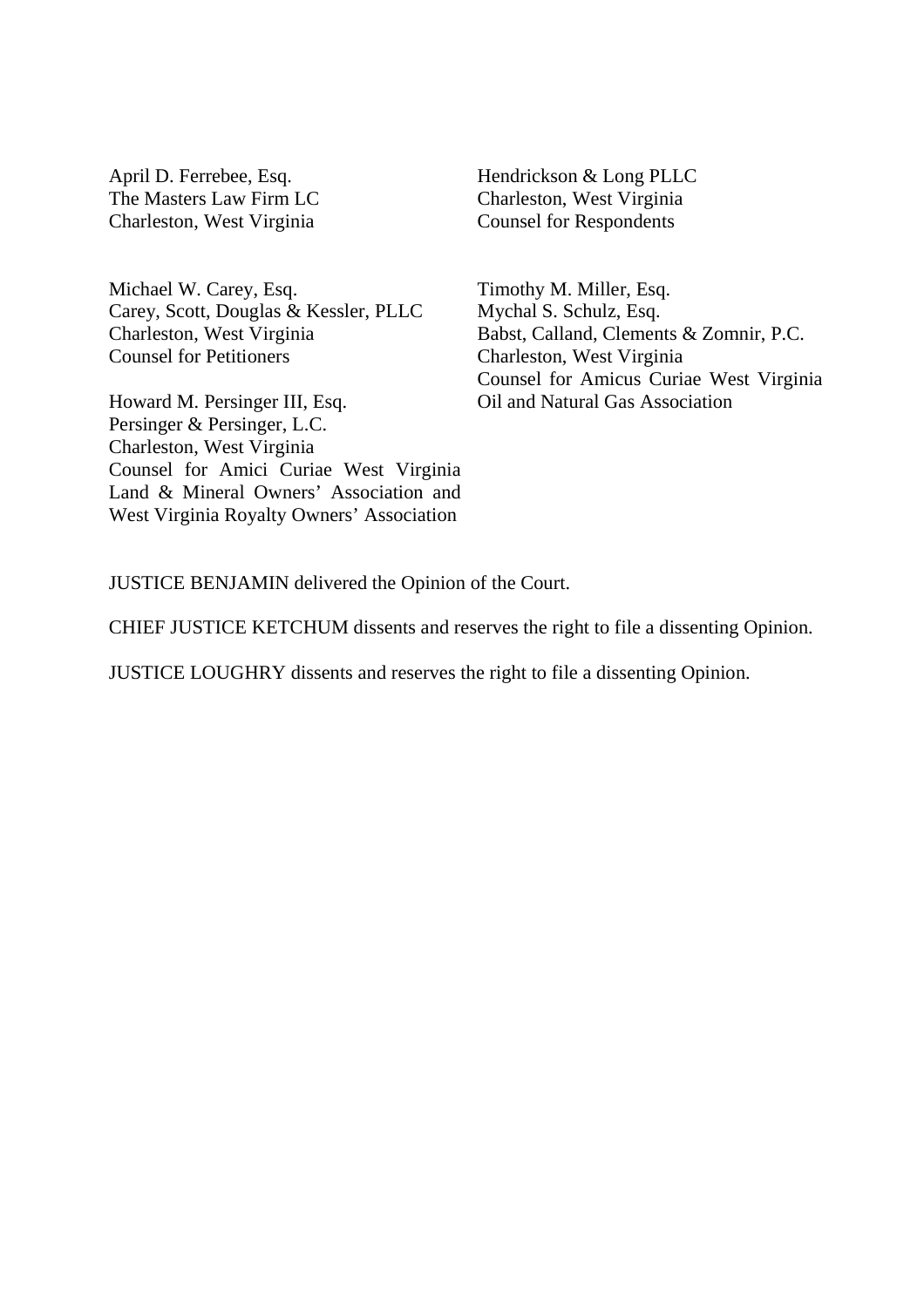April D. Ferrebee, Esq.
The Masters Law Firm LC
Charleston, West Virginia

Michael W. Carey, Esq.
Carey, Scott, Douglas & Kessler, PLLC
Charleston, West Virginia
Counsel for Petitioners

Howard M. Persinger III, Esq.
Persinger & Persinger, L.C.
Charleston, West Virginia
Counsel for Amici Curiae West Virginia Land & Mineral Owners' Association and West Virginia Royalty Owners' Association

Hendrickson & Long PLLC
Charleston, West Virginia
Counsel for Respondents

Timothy M. Miller, Esq.
Mychal S. Schulz, Esq.
Babst, Calland, Clements & Zomnir, P.C.
Charleston, West Virginia
Counsel for Amicus Curiae West Virginia Oil and Natural Gas Association

JUSTICE BENJAMIN delivered the Opinion of the Court.

CHIEF JUSTICE KETCHUM dissents and reserves the right to file a dissenting Opinion.

JUSTICE LOUGHRY dissents and reserves the right to file a dissenting Opinion.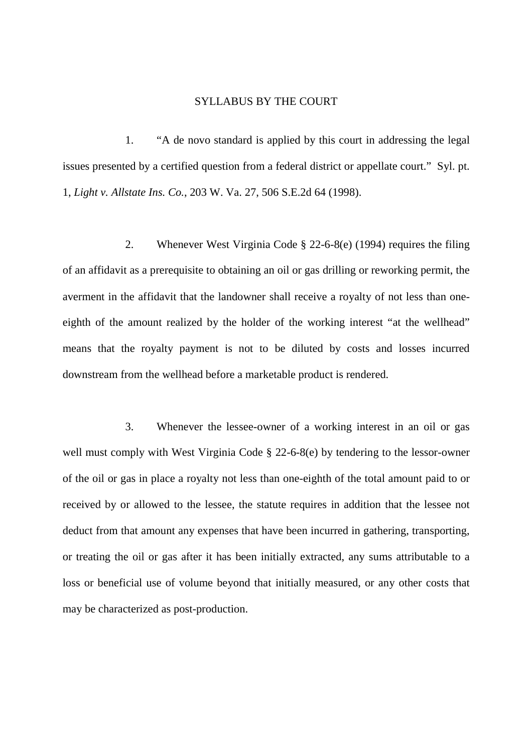# SYLLABUS BY THE COURT

1. "A de novo standard is applied by this court in addressing the legal issues presented by a certified question from a federal district or appellate court." Syl. pt. 1, *Light v. Allstate Ins. Co.*, 203 W. Va. 27, 506 S.E.2d 64 (1998).

2. Whenever West Virginia Code § 22-6-8(e) (1994) requires the filing of an affidavit as a prerequisite to obtaining an oil or gas drilling or reworking permit, the averment in the affidavit that the landowner shall receive a royalty of not less than one-eighth of the amount realized by the holder of the working interest "at the wellhead" means that the royalty payment is not to be diluted by costs and losses incurred downstream from the wellhead before a marketable product is rendered.

3. Whenever the lessee-owner of a working interest in an oil or gas well must comply with West Virginia Code § 22-6-8(e) by tendering to the lessor-owner of the oil or gas in place a royalty not less than one-eighth of the total amount paid to or received by or allowed to the lessee, the statute requires in addition that the lessee not deduct from that amount any expenses that have been incurred in gathering, transporting, or treating the oil or gas after it has been initially extracted, any sums attributable to a loss or beneficial use of volume beyond that initially measured, or any other costs that may be characterized as post-production.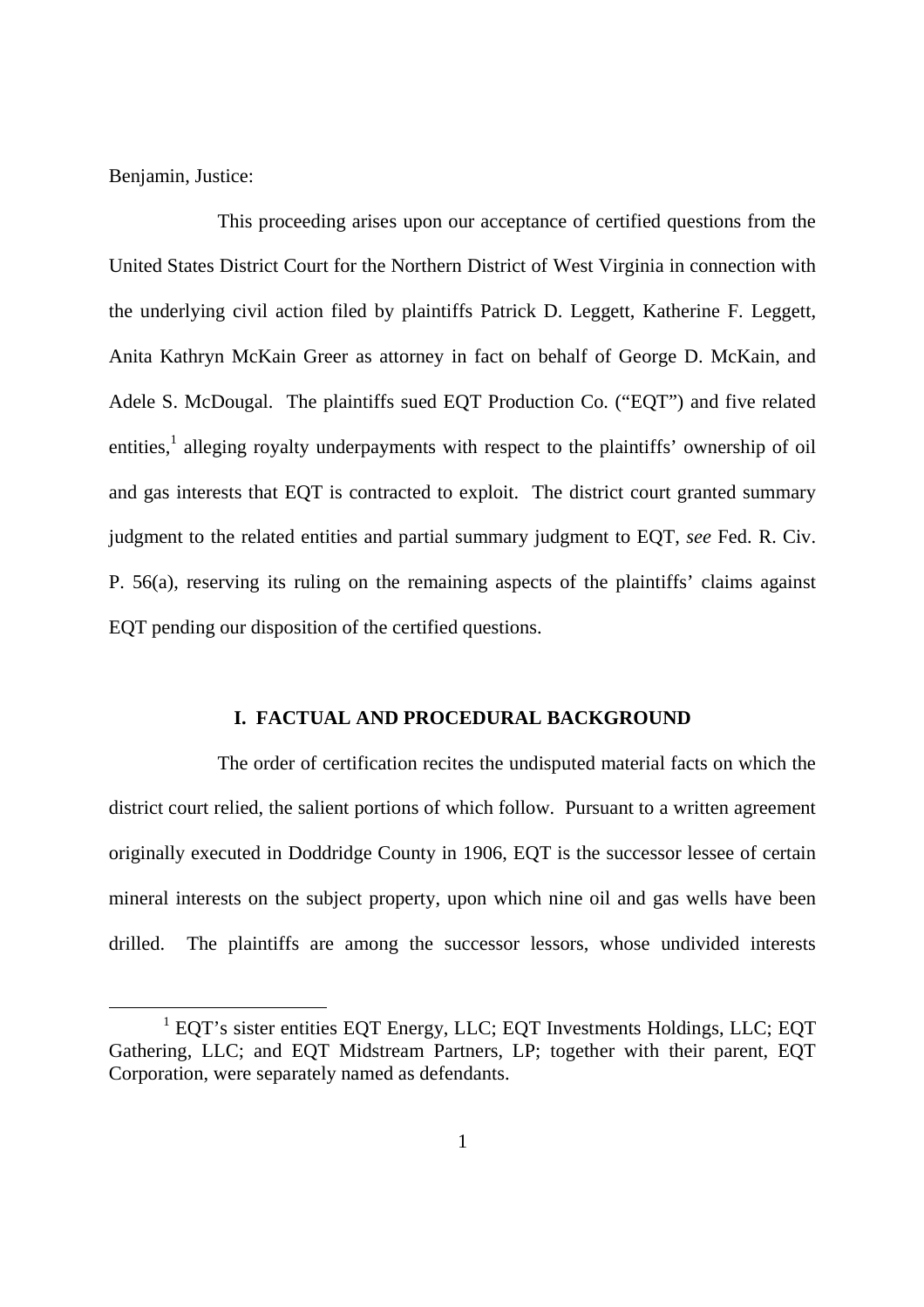Benjamin, Justice:

This proceeding arises upon our acceptance of certified questions from the United States District Court for the Northern District of West Virginia in connection with the underlying civil action filed by plaintiffs Patrick D. Leggett, Katherine F. Leggett, Anita Kathryn McKain Greer as attorney in fact on behalf of George D. McKain, and Adele S. McDougal. The plaintiffs sued EQT Production Co. ("EQT") and five related entities,[1] alleging royalty underpayments with respect to the plaintiffs' ownership of oil and gas interests that EQT is contracted to exploit. The district court granted summary judgment to the related entities and partial summary judgment to EQT, *see* Fed. R. Civ. P. 56(a), reserving its ruling on the remaining aspects of the plaintiffs' claims against EQT pending our disposition of the certified questions.

## I. FACTUAL AND PROCEDURAL BACKGROUND

The order of certification recites the undisputed material facts on which the district court relied, the salient portions of which follow. Pursuant to a written agreement originally executed in Doddridge County in 1906, EQT is the successor lessee of certain mineral interests on the subject property, upon which nine oil and gas wells have been drilled. The plaintiffs are among the successor lessors, whose undivided interests

[1] EQT's sister entities EQT Energy, LLC; EQT Investments Holdings, LLC; EQT Gathering, LLC; and EQT Midstream Partners, LP; together with their parent, EQT Corporation, were separately named as defendants.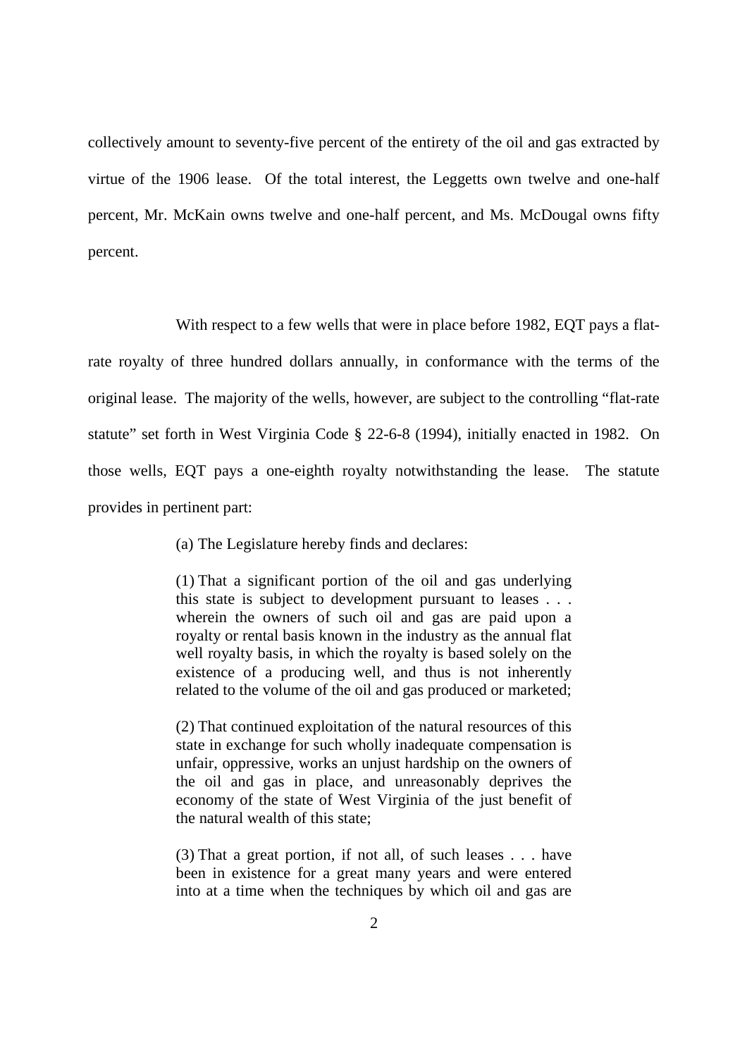collectively amount to seventy-five percent of the entirety of the oil and gas extracted by virtue of the 1906 lease. Of the total interest, the Leggetts own twelve and one-half percent, Mr. McKain owns twelve and one-half percent, and Ms. McDougal owns fifty percent.

With respect to a few wells that were in place before 1982, EQT pays a flat-rate royalty of three hundred dollars annually, in conformance with the terms of the original lease. The majority of the wells, however, are subject to the controlling "flat-rate statute" set forth in West Virginia Code § 22-6-8 (1994), initially enacted in 1982. On those wells, EQT pays a one-eighth royalty notwithstanding the lease. The statute provides in pertinent part:

> (a) The Legislature hereby finds and declares:
>
> (1) That a significant portion of the oil and gas underlying this state is subject to development pursuant to leases . . . wherein the owners of such oil and gas are paid upon a royalty or rental basis known in the industry as the annual flat well royalty basis, in which the royalty is based solely on the existence of a producing well, and thus is not inherently related to the volume of the oil and gas produced or marketed;
>
> (2) That continued exploitation of the natural resources of this state in exchange for such wholly inadequate compensation is unfair, oppressive, works an unjust hardship on the owners of the oil and gas in place, and unreasonably deprives the economy of the state of West Virginia of the just benefit of the natural wealth of this state;
>
> (3) That a great portion, if not all, of such leases . . . have been in existence for a great many years and were entered into at a time when the techniques by which oil and gas are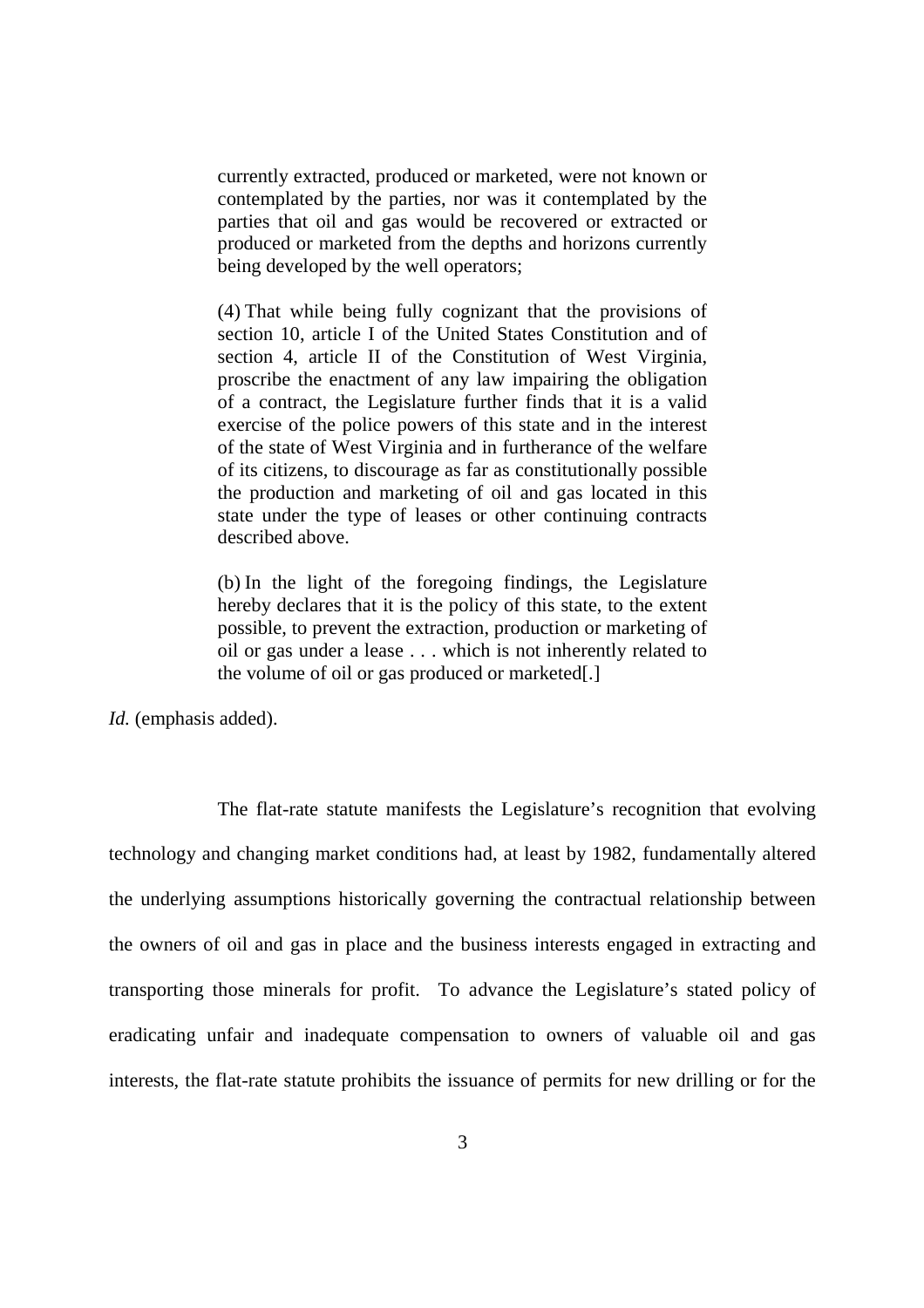> currently extracted, produced or marketed, were not known or contemplated by the parties, nor was it contemplated by the parties that oil and gas would be recovered or extracted or produced or marketed from the depths and horizons currently being developed by the well operators;
>
> (4) That while being fully cognizant that the provisions of section 10, article I of the United States Constitution and of section 4, article II of the Constitution of West Virginia, proscribe the enactment of any law impairing the obligation of a contract, the Legislature further finds that it is a valid exercise of the police powers of this state and in the interest of the state of West Virginia and in furtherance of the welfare of its citizens, to discourage as far as constitutionally possible the production and marketing of oil and gas located in this state under the type of leases or other continuing contracts described above.
>
> (b) In the light of the foregoing findings, the Legislature hereby declares that it is the policy of this state, to the extent possible, to prevent the extraction, production or marketing of oil or gas under a lease . . . which is not inherently related to the volume of oil or gas produced or marketed[.]

*Id.* (emphasis added).

The flat-rate statute manifests the Legislature's recognition that evolving technology and changing market conditions had, at least by 1982, fundamentally altered the underlying assumptions historically governing the contractual relationship between the owners of oil and gas in place and the business interests engaged in extracting and transporting those minerals for profit. To advance the Legislature's stated policy of eradicating unfair and inadequate compensation to owners of valuable oil and gas interests, the flat-rate statute prohibits the issuance of permits for new drilling or for the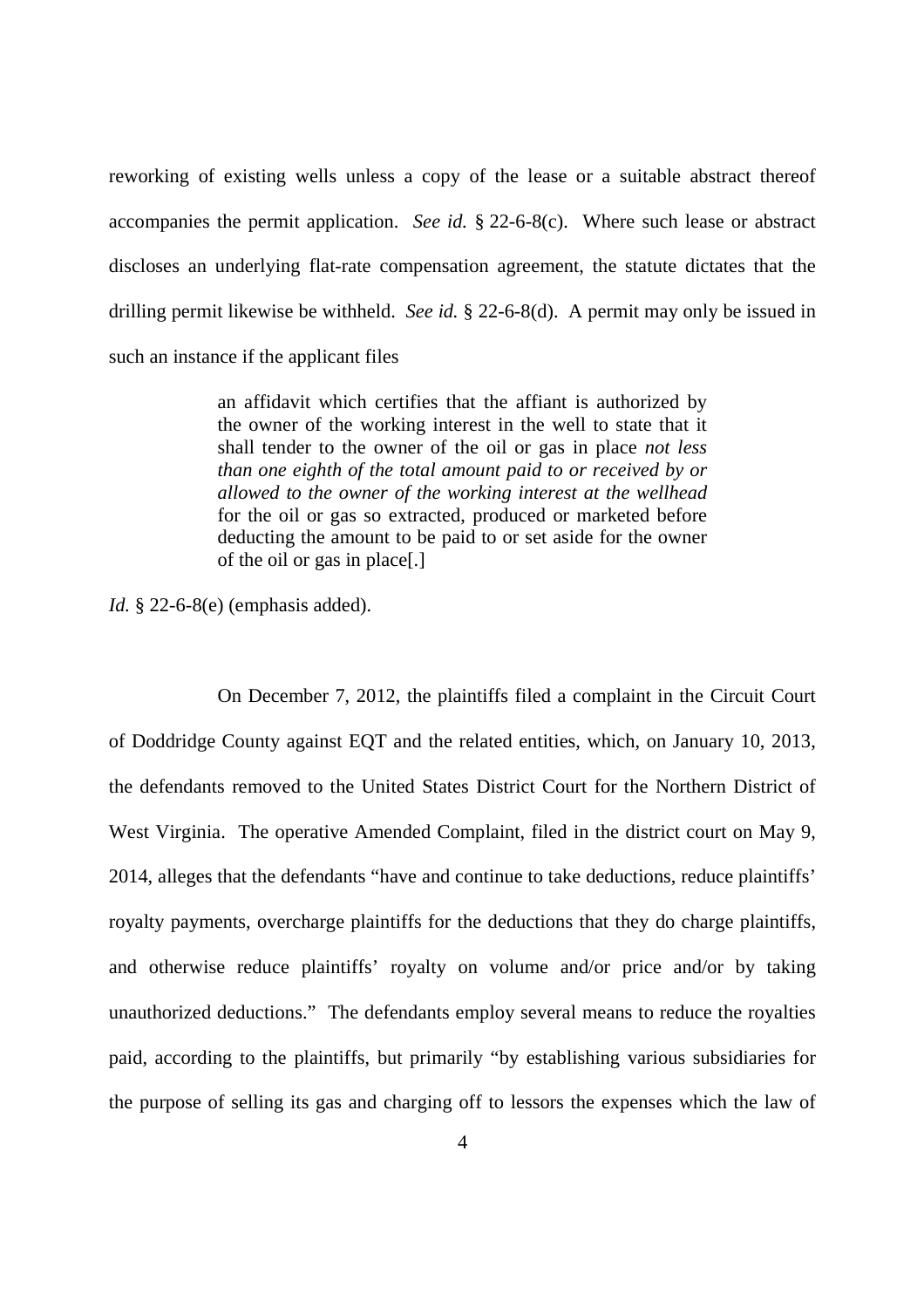reworking of existing wells unless a copy of the lease or a suitable abstract thereof accompanies the permit application. *See id.* § 22-6-8(c). Where such lease or abstract discloses an underlying flat-rate compensation agreement, the statute dictates that the drilling permit likewise be withheld. *See id.* § 22-6-8(d). A permit may only be issued in such an instance if the applicant files

> an affidavit which certifies that the affiant is authorized by the owner of the working interest in the well to state that it shall tender to the owner of the oil or gas in place *not less than one eighth of the total amount paid to or received by or allowed to the owner of the working interest at the wellhead* for the oil or gas so extracted, produced or marketed before deducting the amount to be paid to or set aside for the owner of the oil or gas in place[.]

*Id.* § 22-6-8(e) (emphasis added).

On December 7, 2012, the plaintiffs filed a complaint in the Circuit Court of Doddridge County against EQT and the related entities, which, on January 10, 2013, the defendants removed to the United States District Court for the Northern District of West Virginia. The operative Amended Complaint, filed in the district court on May 9, 2014, alleges that the defendants "have and continue to take deductions, reduce plaintiffs' royalty payments, overcharge plaintiffs for the deductions that they do charge plaintiffs, and otherwise reduce plaintiffs' royalty on volume and/or price and/or by taking unauthorized deductions." The defendants employ several means to reduce the royalties paid, according to the plaintiffs, but primarily "by establishing various subsidiaries for the purpose of selling its gas and charging off to lessors the expenses which the law of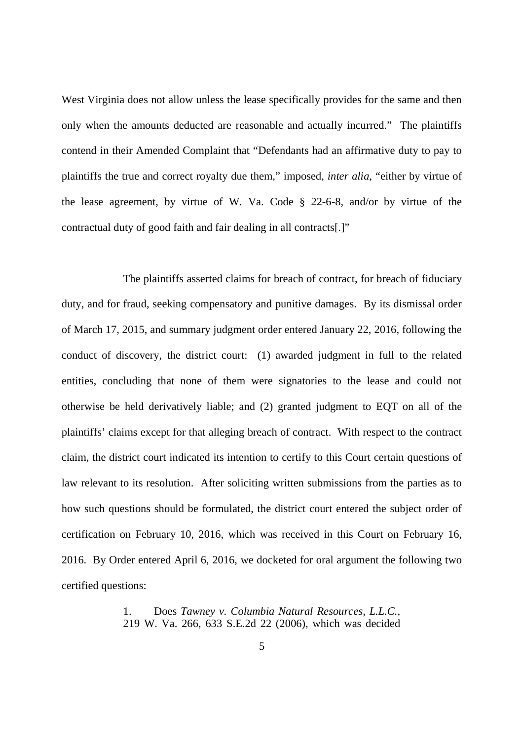West Virginia does not allow unless the lease specifically provides for the same and then only when the amounts deducted are reasonable and actually incurred." The plaintiffs contend in their Amended Complaint that "Defendants had an affirmative duty to pay to plaintiffs the true and correct royalty due them," imposed, *inter alia*, "either by virtue of the lease agreement, by virtue of W. Va. Code § 22-6-8, and/or by virtue of the contractual duty of good faith and fair dealing in all contracts[.]"

The plaintiffs asserted claims for breach of contract, for breach of fiduciary duty, and for fraud, seeking compensatory and punitive damages. By its dismissal order of March 17, 2015, and summary judgment order entered January 22, 2016, following the conduct of discovery, the district court: (1) awarded judgment in full to the related entities, concluding that none of them were signatories to the lease and could not otherwise be held derivatively liable; and (2) granted judgment to EQT on all of the plaintiffs' claims except for that alleging breach of contract. With respect to the contract claim, the district court indicated its intention to certify to this Court certain questions of law relevant to its resolution. After soliciting written submissions from the parties as to how such questions should be formulated, the district court entered the subject order of certification on February 10, 2016, which was received in this Court on February 16, 2016. By Order entered April 6, 2016, we docketed for oral argument the following two certified questions:

> 1. Does *Tawney v. Columbia Natural Resources, L.L.C.*, 219 W. Va. 266, 633 S.E.2d 22 (2006), which was decided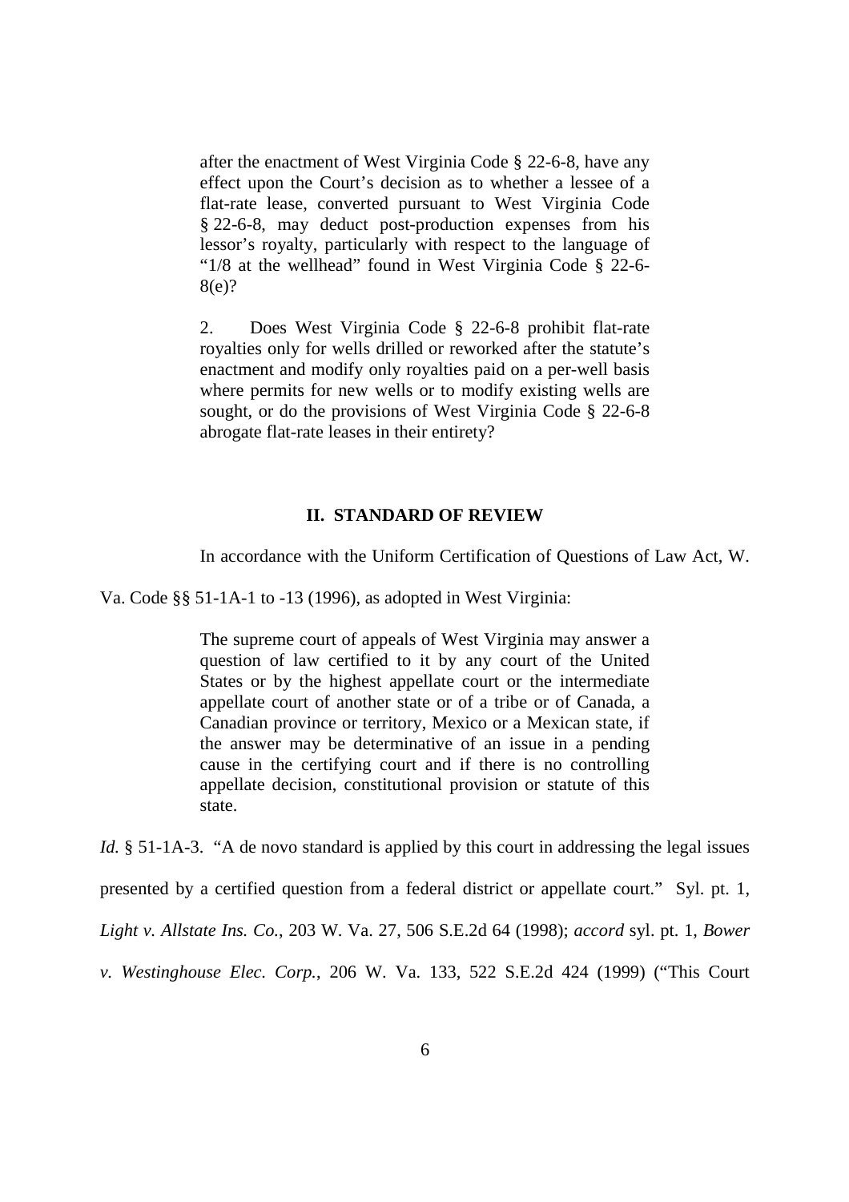> after the enactment of West Virginia Code § 22-6-8, have any effect upon the Court's decision as to whether a lessee of a flat-rate lease, converted pursuant to West Virginia Code § 22-6-8, may deduct post-production expenses from his lessor's royalty, particularly with respect to the language of "1/8 at the wellhead" found in West Virginia Code § 22-6-8(e)?
>
> 2. Does West Virginia Code § 22-6-8 prohibit flat-rate royalties only for wells drilled or reworked after the statute's enactment and modify only royalties paid on a per-well basis where permits for new wells or to modify existing wells are sought, or do the provisions of West Virginia Code § 22-6-8 abrogate flat-rate leases in their entirety?

## II. STANDARD OF REVIEW

In accordance with the Uniform Certification of Questions of Law Act, W. Va. Code §§ 51-1A-1 to -13 (1996), as adopted in West Virginia:

> The supreme court of appeals of West Virginia may answer a question of law certified to it by any court of the United States or by the highest appellate court or the intermediate appellate court of another state or of a tribe or of Canada, a Canadian province or territory, Mexico or a Mexican state, if the answer may be determinative of an issue in a pending cause in the certifying court and if there is no controlling appellate decision, constitutional provision or statute of this state.

*Id.* § 51-1A-3. "A de novo standard is applied by this court in addressing the legal issues presented by a certified question from a federal district or appellate court." Syl. pt. 1, *Light v. Allstate Ins. Co.*, 203 W. Va. 27, 506 S.E.2d 64 (1998); *accord* syl. pt. 1, *Bower v. Westinghouse Elec. Corp.*, 206 W. Va. 133, 522 S.E.2d 424 (1999) ("This Court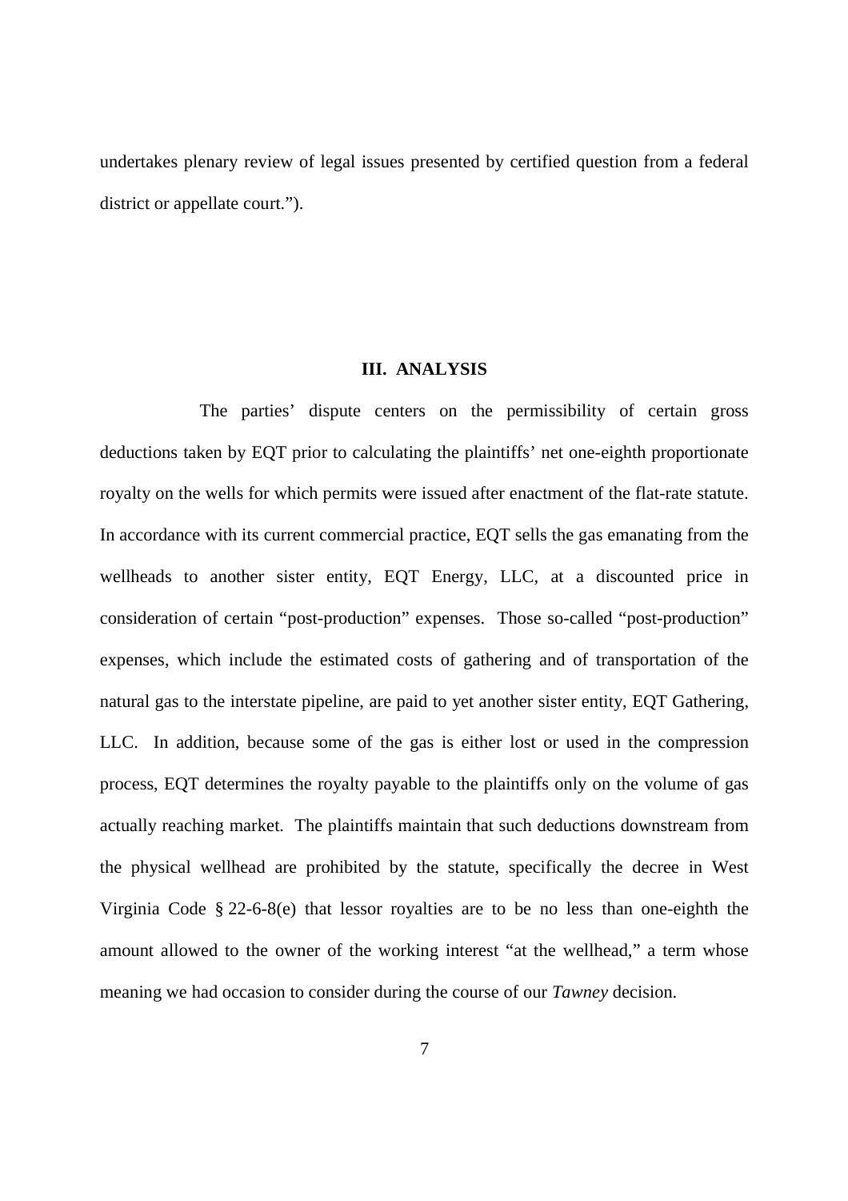undertakes plenary review of legal issues presented by certified question from a federal district or appellate court.").

## III. ANALYSIS

The parties' dispute centers on the permissibility of certain gross deductions taken by EQT prior to calculating the plaintiffs' net one-eighth proportionate royalty on the wells for which permits were issued after enactment of the flat-rate statute. In accordance with its current commercial practice, EQT sells the gas emanating from the wellheads to another sister entity, EQT Energy, LLC, at a discounted price in consideration of certain "post-production" expenses. Those so-called "post-production" expenses, which include the estimated costs of gathering and of transportation of the natural gas to the interstate pipeline, are paid to yet another sister entity, EQT Gathering, LLC. In addition, because some of the gas is either lost or used in the compression process, EQT determines the royalty payable to the plaintiffs only on the volume of gas actually reaching market. The plaintiffs maintain that such deductions downstream from the physical wellhead are prohibited by the statute, specifically the decree in West Virginia Code § 22-6-8(e) that lessor royalties are to be no less than one-eighth the amount allowed to the owner of the working interest "at the wellhead," a term whose meaning we had occasion to consider during the course of our *Tawney* decision.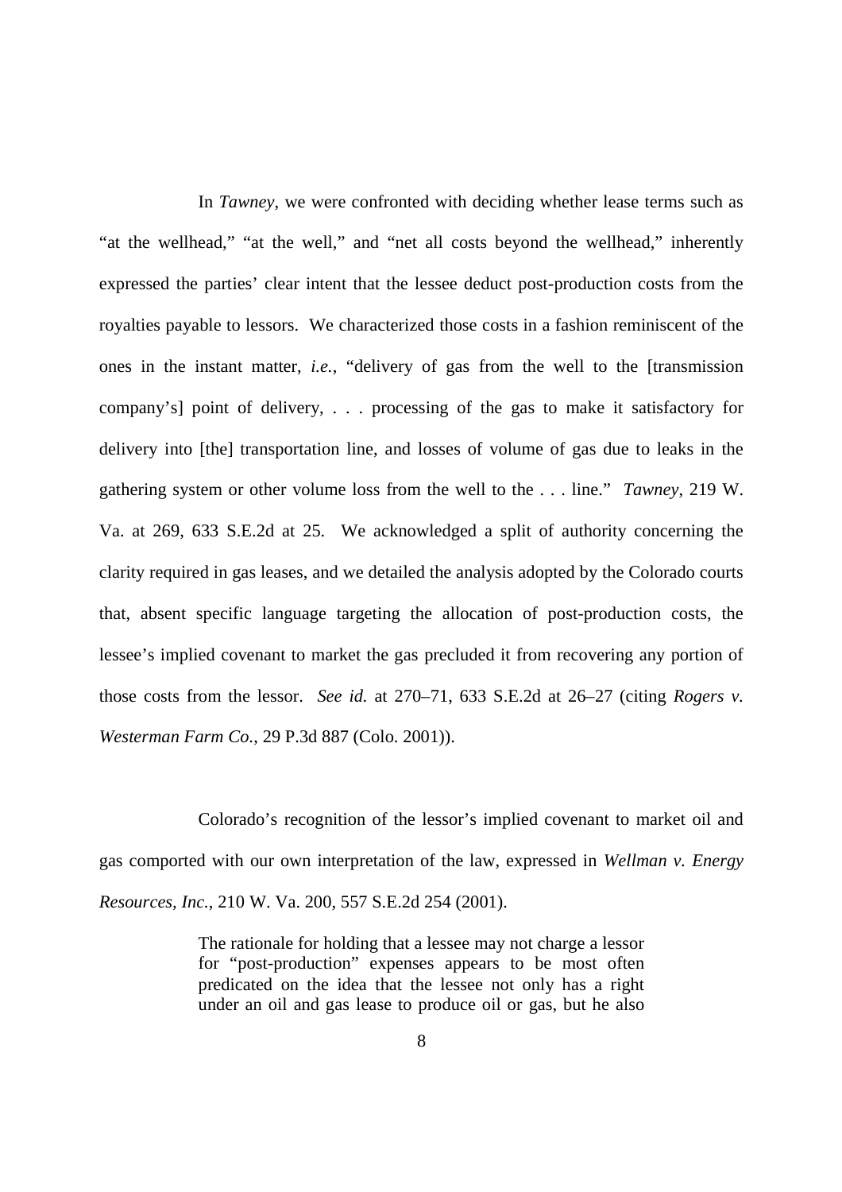In *Tawney*, we were confronted with deciding whether lease terms such as "at the wellhead," "at the well," and "net all costs beyond the wellhead," inherently expressed the parties' clear intent that the lessee deduct post-production costs from the royalties payable to lessors. We characterized those costs in a fashion reminiscent of the ones in the instant matter, *i.e.*, "delivery of gas from the well to the [transmission company's] point of delivery, . . . processing of the gas to make it satisfactory for delivery into [the] transportation line, and losses of volume of gas due to leaks in the gathering system or other volume loss from the well to the . . . line." *Tawney*, 219 W. Va. at 269, 633 S.E.2d at 25. We acknowledged a split of authority concerning the clarity required in gas leases, and we detailed the analysis adopted by the Colorado courts that, absent specific language targeting the allocation of post-production costs, the lessee's implied covenant to market the gas precluded it from recovering any portion of those costs from the lessor. *See id.* at 270–71, 633 S.E.2d at 26–27 (citing *Rogers v. Westerman Farm Co.*, 29 P.3d 887 (Colo. 2001)).

Colorado's recognition of the lessor's implied covenant to market oil and gas comported with our own interpretation of the law, expressed in *Wellman v. Energy Resources, Inc.*, 210 W. Va. 200, 557 S.E.2d 254 (2001).

> The rationale for holding that a lessee may not charge a lessor for "post-production" expenses appears to be most often predicated on the idea that the lessee not only has a right under an oil and gas lease to produce oil or gas, but he also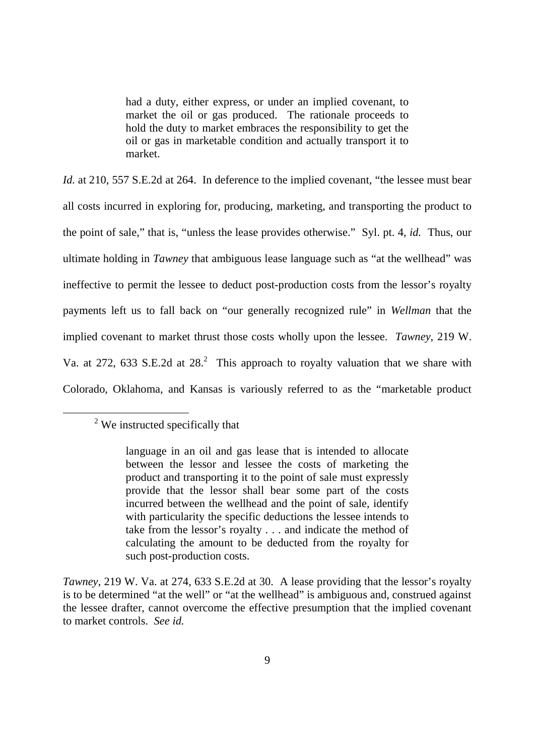> had a duty, either express, or under an implied covenant, to market the oil or gas produced. The rationale proceeds to hold the duty to market embraces the responsibility to get the oil or gas in marketable condition and actually transport it to market.

*Id.* at 210, 557 S.E.2d at 264. In deference to the implied covenant, "the lessee must bear all costs incurred in exploring for, producing, marketing, and transporting the product to the point of sale," that is, "unless the lease provides otherwise." Syl. pt. 4, *id.* Thus, our ultimate holding in *Tawney* that ambiguous lease language such as "at the wellhead" was ineffective to permit the lessee to deduct post-production costs from the lessor's royalty payments left us to fall back on "our generally recognized rule" in *Wellman* that the implied covenant to market thrust those costs wholly upon the lessee. *Tawney*, 219 W. Va. at 272, 633 S.E.2d at 28.[2] This approach to royalty valuation that we share with Colorado, Oklahoma, and Kansas is variously referred to as the "marketable product

---

[2] We instructed specifically that

> language in an oil and gas lease that is intended to allocate between the lessor and lessee the costs of marketing the product and transporting it to the point of sale must expressly provide that the lessor shall bear some part of the costs incurred between the wellhead and the point of sale, identify with particularity the specific deductions the lessee intends to take from the lessor's royalty . . . and indicate the method of calculating the amount to be deducted from the royalty for such post-production costs.

*Tawney*, 219 W. Va. at 274, 633 S.E.2d at 30. A lease providing that the lessor's royalty is to be determined "at the well" or "at the wellhead" is ambiguous and, construed against the lessee drafter, cannot overcome the effective presumption that the implied covenant to market controls. *See id.*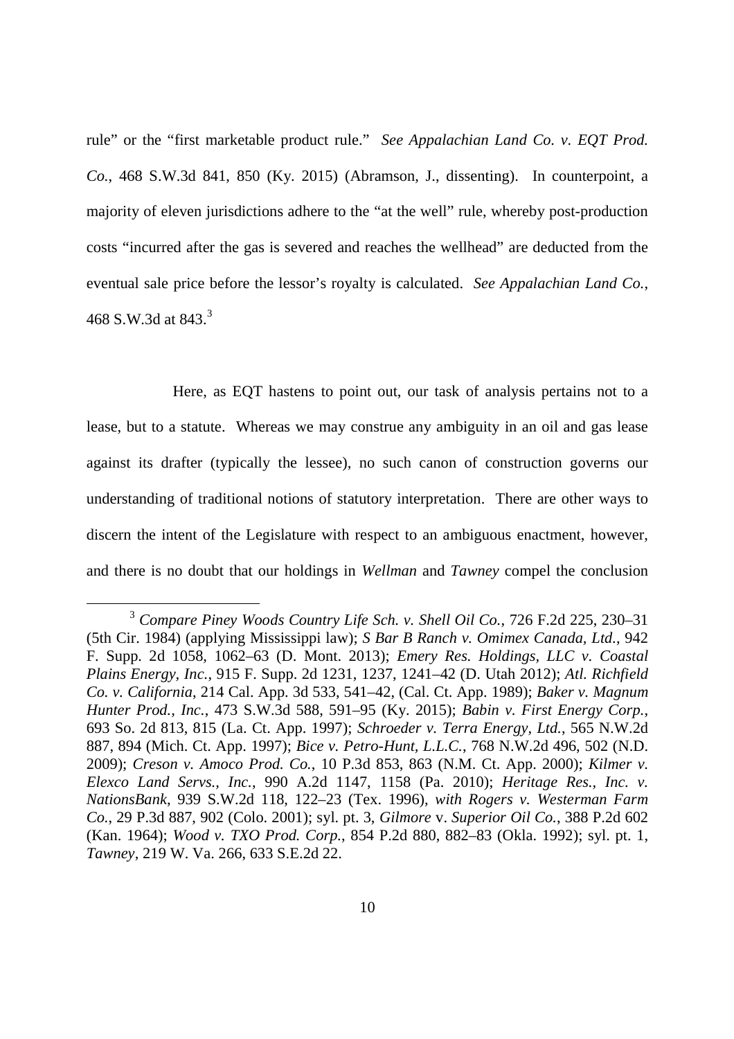rule" or the "first marketable product rule." *See Appalachian Land Co. v. EQT Prod. Co.*, 468 S.W.3d 841, 850 (Ky. 2015) (Abramson, J., dissenting). In counterpoint, a majority of eleven jurisdictions adhere to the "at the well" rule, whereby post-production costs "incurred after the gas is severed and reaches the wellhead" are deducted from the eventual sale price before the lessor's royalty is calculated. *See Appalachian Land Co.*, 468 S.W.3d at 843.[3]

Here, as EQT hastens to point out, our task of analysis pertains not to a lease, but to a statute. Whereas we may construe any ambiguity in an oil and gas lease against its drafter (typically the lessee), no such canon of construction governs our understanding of traditional notions of statutory interpretation. There are other ways to discern the intent of the Legislature with respect to an ambiguous enactment, however, and there is no doubt that our holdings in *Wellman* and *Tawney* compel the conclusion

---

[3] *Compare Piney Woods Country Life Sch. v. Shell Oil Co.*, 726 F.2d 225, 230–31 (5th Cir. 1984) (applying Mississippi law); *S Bar B Ranch v. Omimex Canada, Ltd.*, 942 F. Supp. 2d 1058, 1062–63 (D. Mont. 2013); *Emery Res. Holdings, LLC v. Coastal Plains Energy, Inc.*, 915 F. Supp. 2d 1231, 1237, 1241–42 (D. Utah 2012); *Atl. Richfield Co. v. California*, 214 Cal. App. 3d 533, 541–42, (Cal. Ct. App. 1989); *Baker v. Magnum Hunter Prod., Inc.*, 473 S.W.3d 588, 591–95 (Ky. 2015); *Babin v. First Energy Corp.*, 693 So. 2d 813, 815 (La. Ct. App. 1997); *Schroeder v. Terra Energy, Ltd.*, 565 N.W.2d 887, 894 (Mich. Ct. App. 1997); *Bice v. Petro-Hunt, L.L.C.*, 768 N.W.2d 496, 502 (N.D. 2009); *Creson v. Amoco Prod. Co.*, 10 P.3d 853, 863 (N.M. Ct. App. 2000); *Kilmer v. Elexco Land Servs., Inc.*, 990 A.2d 1147, 1158 (Pa. 2010); *Heritage Res., Inc. v. NationsBank*, 939 S.W.2d 118, 122–23 (Tex. 1996), *with Rogers v. Westerman Farm Co.*, 29 P.3d 887, 902 (Colo. 2001); syl. pt. 3, *Gilmore* v. *Superior Oil Co.*, 388 P.2d 602 (Kan. 1964); *Wood v. TXO Prod. Corp.*, 854 P.2d 880, 882–83 (Okla. 1992); syl. pt. 1, *Tawney*, 219 W. Va. 266, 633 S.E.2d 22.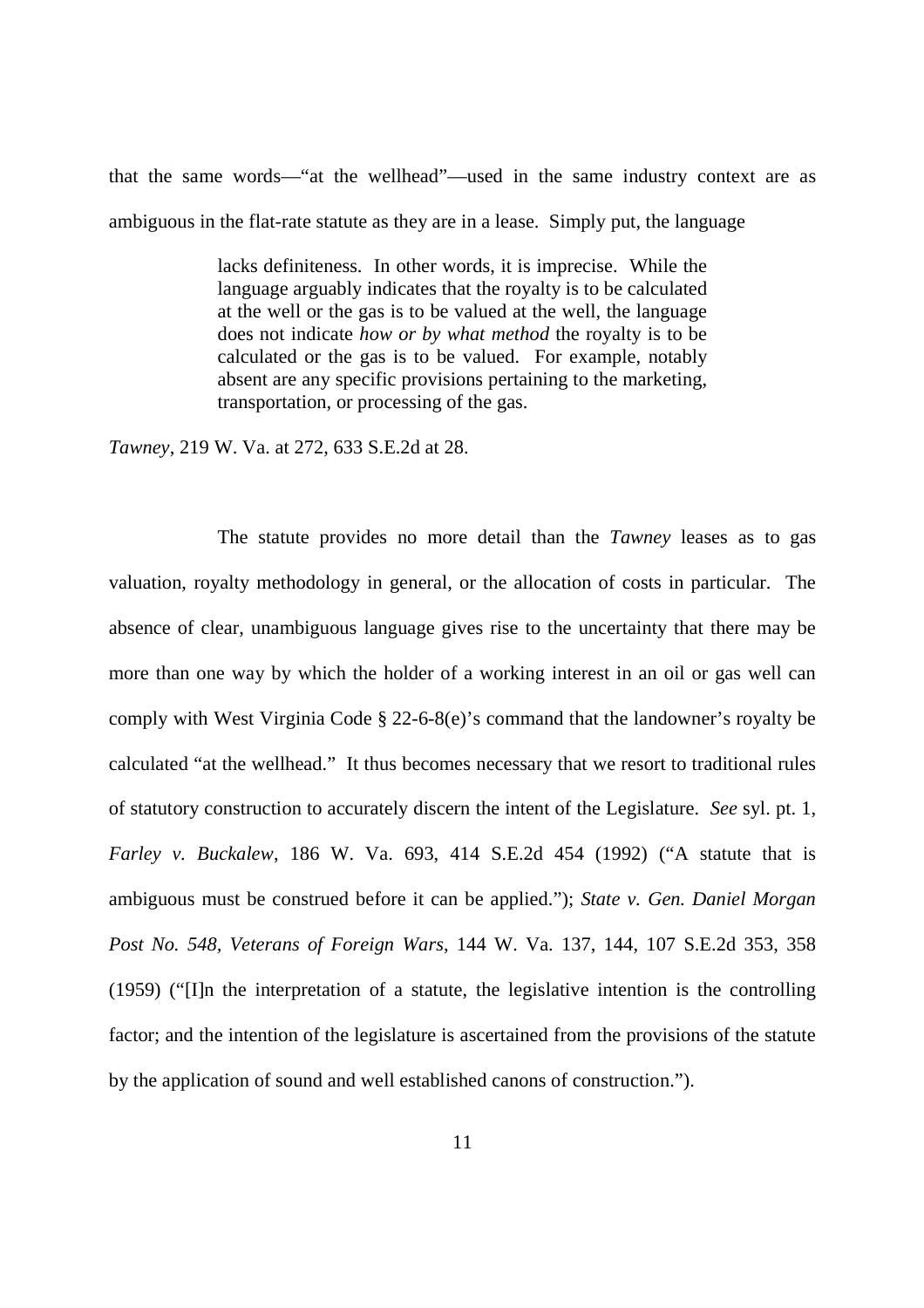that the same words—"at the wellhead"—used in the same industry context are as ambiguous in the flat-rate statute as they are in a lease. Simply put, the language

> lacks definiteness. In other words, it is imprecise. While the language arguably indicates that the royalty is to be calculated at the well or the gas is to be valued at the well, the language does not indicate *how or by what method* the royalty is to be calculated or the gas is to be valued. For example, notably absent are any specific provisions pertaining to the marketing, transportation, or processing of the gas.

*Tawney*, 219 W. Va. at 272, 633 S.E.2d at 28.

The statute provides no more detail than the *Tawney* leases as to gas valuation, royalty methodology in general, or the allocation of costs in particular. The absence of clear, unambiguous language gives rise to the uncertainty that there may be more than one way by which the holder of a working interest in an oil or gas well can comply with West Virginia Code § 22-6-8(e)'s command that the landowner's royalty be calculated "at the wellhead." It thus becomes necessary that we resort to traditional rules of statutory construction to accurately discern the intent of the Legislature. *See* syl. pt. 1, *Farley v. Buckalew*, 186 W. Va. 693, 414 S.E.2d 454 (1992) ("A statute that is ambiguous must be construed before it can be applied."); *State v. Gen. Daniel Morgan Post No. 548, Veterans of Foreign Wars*, 144 W. Va. 137, 144, 107 S.E.2d 353, 358 (1959) ("[I]n the interpretation of a statute, the legislative intention is the controlling factor; and the intention of the legislature is ascertained from the provisions of the statute by the application of sound and well established canons of construction.").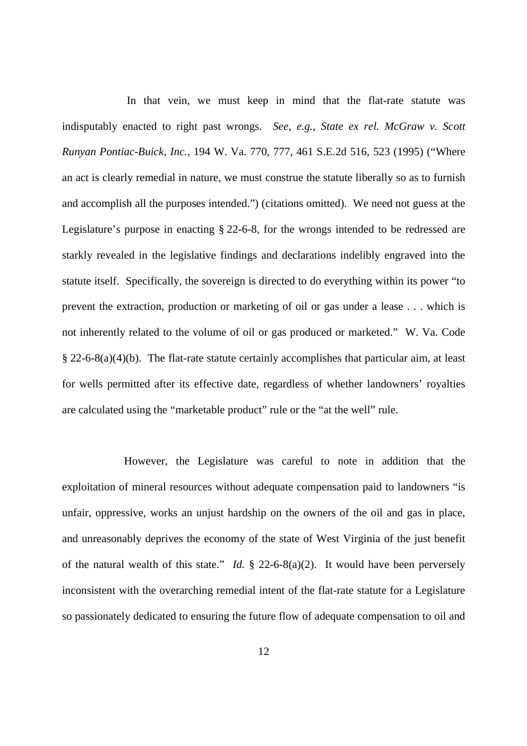In that vein, we must keep in mind that the flat-rate statute was indisputably enacted to right past wrongs. *See, e.g.*, *State ex rel. McGraw v. Scott Runyan Pontiac-Buick, Inc.*, 194 W. Va. 770, 777, 461 S.E.2d 516, 523 (1995) ("Where an act is clearly remedial in nature, we must construe the statute liberally so as to furnish and accomplish all the purposes intended.") (citations omitted). We need not guess at the Legislature's purpose in enacting § 22-6-8, for the wrongs intended to be redressed are starkly revealed in the legislative findings and declarations indelibly engraved into the statute itself. Specifically, the sovereign is directed to do everything within its power "to prevent the extraction, production or marketing of oil or gas under a lease . . . which is not inherently related to the volume of oil or gas produced or marketed." W. Va. Code § 22-6-8(a)(4)(b). The flat-rate statute certainly accomplishes that particular aim, at least for wells permitted after its effective date, regardless of whether landowners' royalties are calculated using the "marketable product" rule or the "at the well" rule.

However, the Legislature was careful to note in addition that the exploitation of mineral resources without adequate compensation paid to landowners "is unfair, oppressive, works an unjust hardship on the owners of the oil and gas in place, and unreasonably deprives the economy of the state of West Virginia of the just benefit of the natural wealth of this state." *Id.* § 22-6-8(a)(2). It would have been perversely inconsistent with the overarching remedial intent of the flat-rate statute for a Legislature so passionately dedicated to ensuring the future flow of adequate compensation to oil and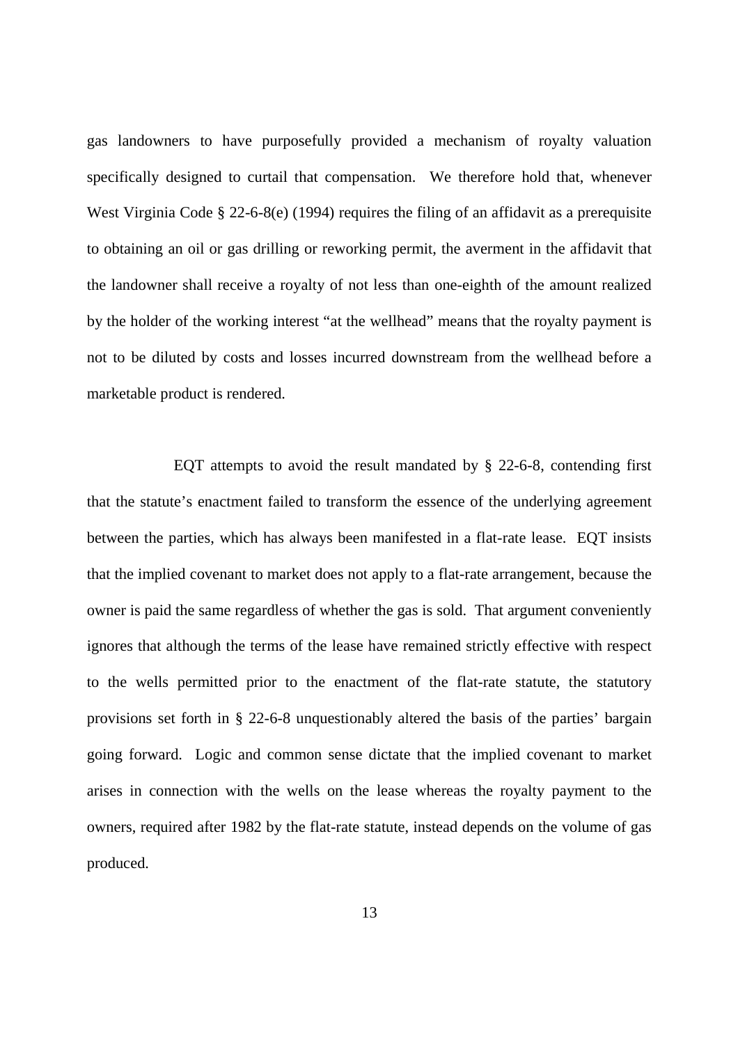gas landowners to have purposefully provided a mechanism of royalty valuation specifically designed to curtail that compensation. We therefore hold that, whenever West Virginia Code § 22-6-8(e) (1994) requires the filing of an affidavit as a prerequisite to obtaining an oil or gas drilling or reworking permit, the averment in the affidavit that the landowner shall receive a royalty of not less than one-eighth of the amount realized by the holder of the working interest "at the wellhead" means that the royalty payment is not to be diluted by costs and losses incurred downstream from the wellhead before a marketable product is rendered.

EQT attempts to avoid the result mandated by § 22-6-8, contending first that the statute's enactment failed to transform the essence of the underlying agreement between the parties, which has always been manifested in a flat-rate lease. EQT insists that the implied covenant to market does not apply to a flat-rate arrangement, because the owner is paid the same regardless of whether the gas is sold. That argument conveniently ignores that although the terms of the lease have remained strictly effective with respect to the wells permitted prior to the enactment of the flat-rate statute, the statutory provisions set forth in § 22-6-8 unquestionably altered the basis of the parties' bargain going forward. Logic and common sense dictate that the implied covenant to market arises in connection with the wells on the lease whereas the royalty payment to the owners, required after 1982 by the flat-rate statute, instead depends on the volume of gas produced.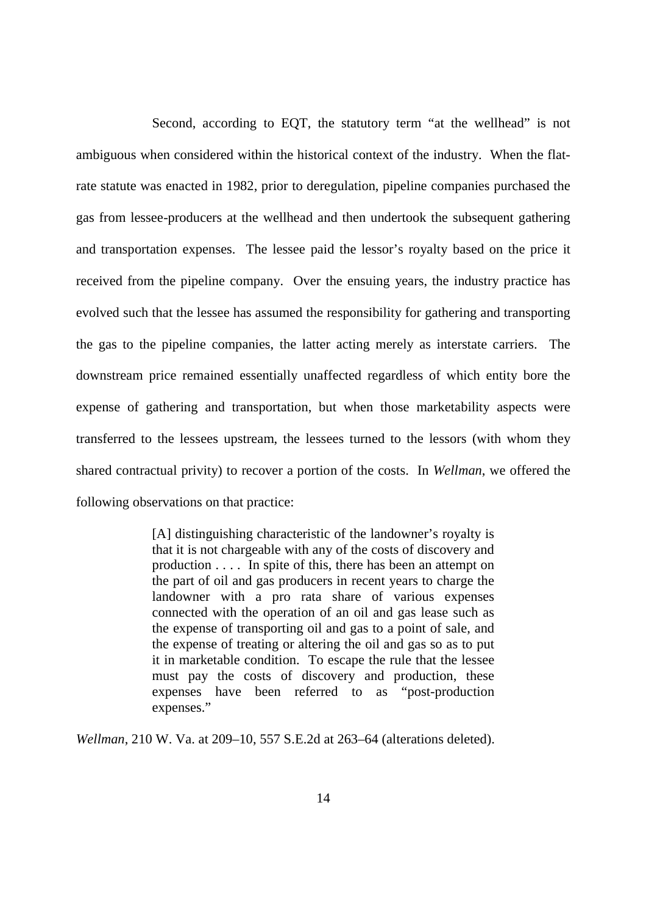Second, according to EQT, the statutory term "at the wellhead" is not ambiguous when considered within the historical context of the industry. When the flat-rate statute was enacted in 1982, prior to deregulation, pipeline companies purchased the gas from lessee-producers at the wellhead and then undertook the subsequent gathering and transportation expenses. The lessee paid the lessor's royalty based on the price it received from the pipeline company. Over the ensuing years, the industry practice has evolved such that the lessee has assumed the responsibility for gathering and transporting the gas to the pipeline companies, the latter acting merely as interstate carriers. The downstream price remained essentially unaffected regardless of which entity bore the expense of gathering and transportation, but when those marketability aspects were transferred to the lessees upstream, the lessees turned to the lessors (with whom they shared contractual privity) to recover a portion of the costs. In *Wellman*, we offered the following observations on that practice:

> [A] distinguishing characteristic of the landowner's royalty is that it is not chargeable with any of the costs of discovery and production . . . . In spite of this, there has been an attempt on the part of oil and gas producers in recent years to charge the landowner with a pro rata share of various expenses connected with the operation of an oil and gas lease such as the expense of transporting oil and gas to a point of sale, and the expense of treating or altering the oil and gas so as to put it in marketable condition. To escape the rule that the lessee must pay the costs of discovery and production, these expenses have been referred to as "post-production expenses."

*Wellman*, 210 W. Va. at 209–10, 557 S.E.2d at 263–64 (alterations deleted).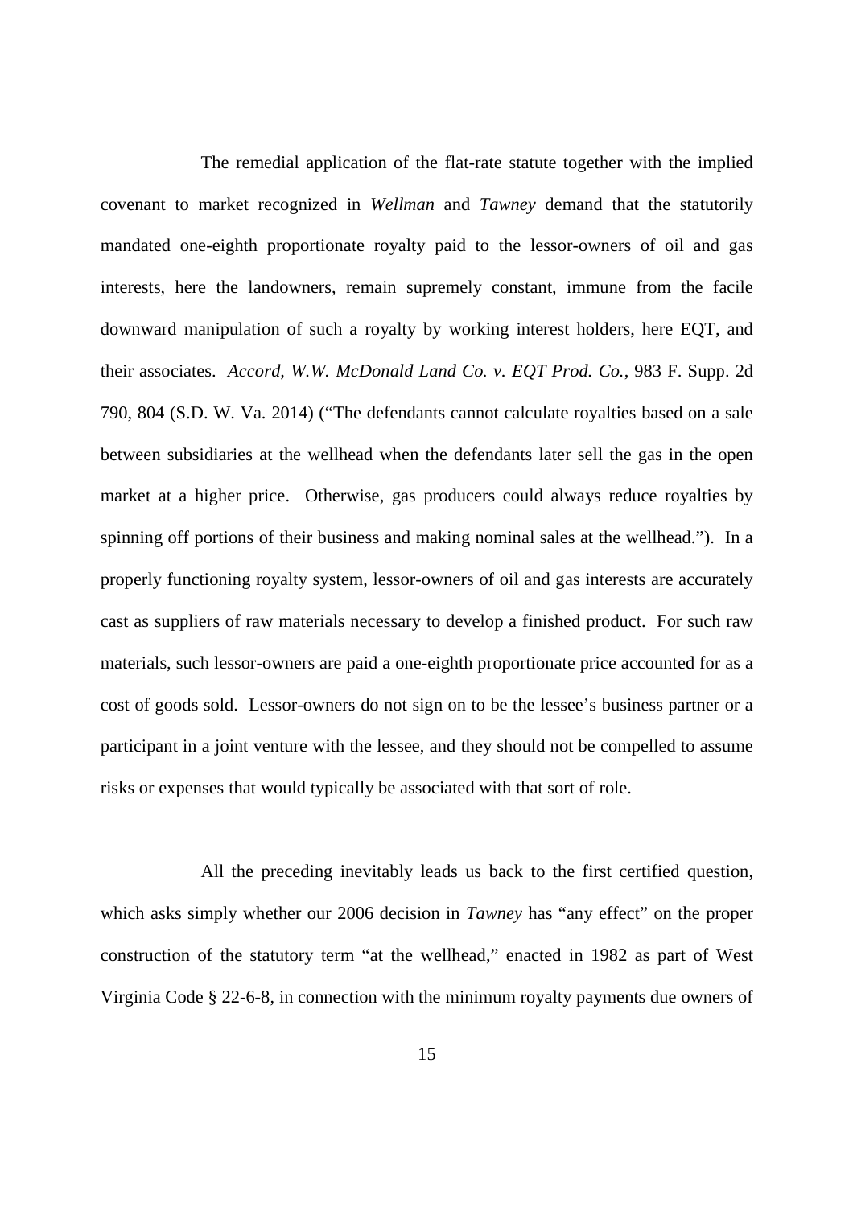The remedial application of the flat-rate statute together with the implied covenant to market recognized in *Wellman* and *Tawney* demand that the statutorily mandated one-eighth proportionate royalty paid to the lessor-owners of oil and gas interests, here the landowners, remain supremely constant, immune from the facile downward manipulation of such a royalty by working interest holders, here EQT, and their associates. *Accord*, *W.W. McDonald Land Co. v. EQT Prod. Co.*, 983 F. Supp. 2d 790, 804 (S.D. W. Va. 2014) ("The defendants cannot calculate royalties based on a sale between subsidiaries at the wellhead when the defendants later sell the gas in the open market at a higher price. Otherwise, gas producers could always reduce royalties by spinning off portions of their business and making nominal sales at the wellhead."). In a properly functioning royalty system, lessor-owners of oil and gas interests are accurately cast as suppliers of raw materials necessary to develop a finished product. For such raw materials, such lessor-owners are paid a one-eighth proportionate price accounted for as a cost of goods sold. Lessor-owners do not sign on to be the lessee's business partner or a participant in a joint venture with the lessee, and they should not be compelled to assume risks or expenses that would typically be associated with that sort of role.

All the preceding inevitably leads us back to the first certified question, which asks simply whether our 2006 decision in *Tawney* has "any effect" on the proper construction of the statutory term "at the wellhead," enacted in 1982 as part of West Virginia Code § 22-6-8, in connection with the minimum royalty payments due owners of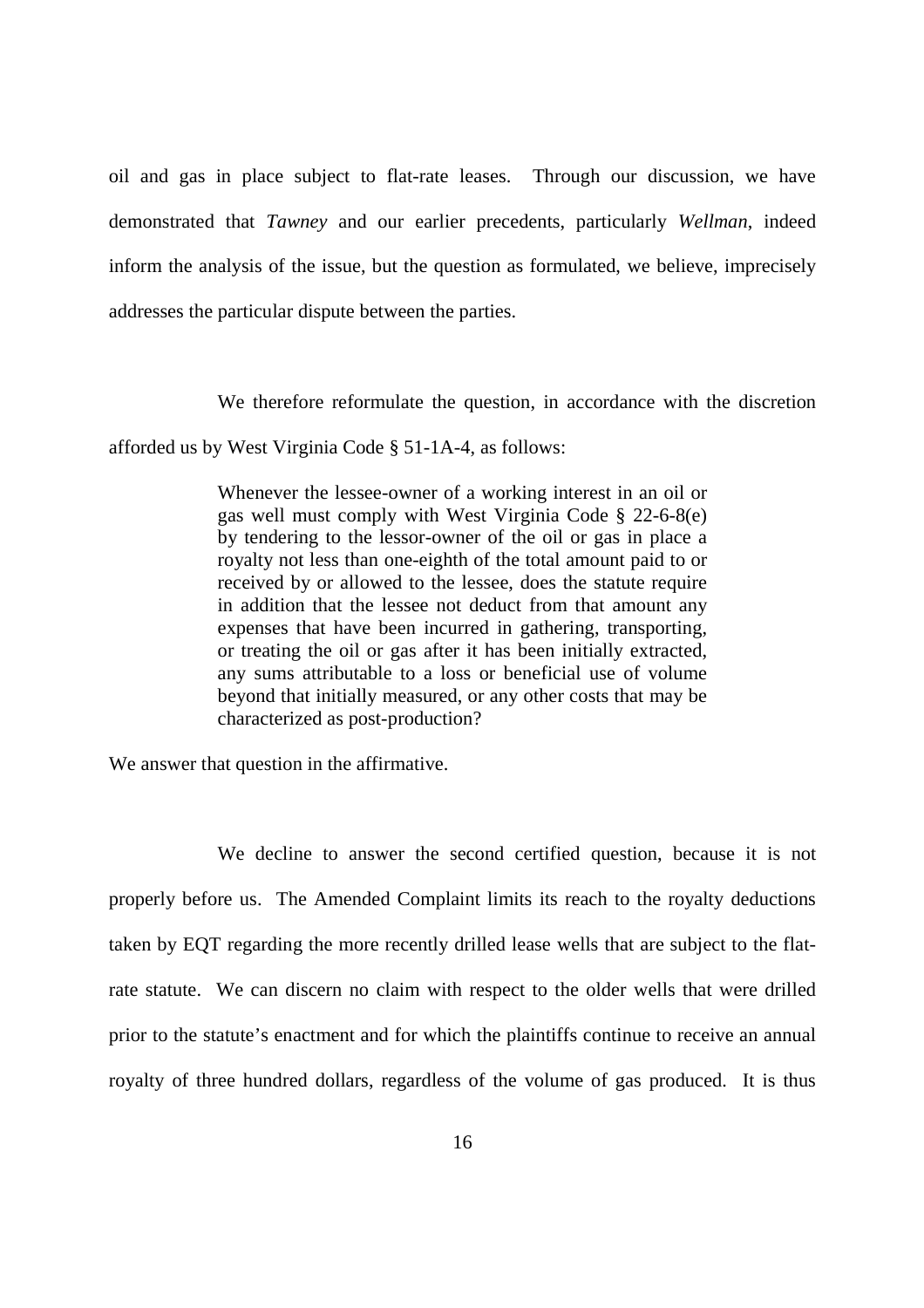oil and gas in place subject to flat-rate leases. Through our discussion, we have demonstrated that *Tawney* and our earlier precedents, particularly *Wellman*, indeed inform the analysis of the issue, but the question as formulated, we believe, imprecisely addresses the particular dispute between the parties.

We therefore reformulate the question, in accordance with the discretion afforded us by West Virginia Code § 51-1A-4, as follows:

> Whenever the lessee-owner of a working interest in an oil or gas well must comply with West Virginia Code § 22-6-8(e) by tendering to the lessor-owner of the oil or gas in place a royalty not less than one-eighth of the total amount paid to or received by or allowed to the lessee, does the statute require in addition that the lessee not deduct from that amount any expenses that have been incurred in gathering, transporting, or treating the oil or gas after it has been initially extracted, any sums attributable to a loss or beneficial use of volume beyond that initially measured, or any other costs that may be characterized as post-production?

We answer that question in the affirmative.

We decline to answer the second certified question, because it is not properly before us. The Amended Complaint limits its reach to the royalty deductions taken by EQT regarding the more recently drilled lease wells that are subject to the flat-rate statute. We can discern no claim with respect to the older wells that were drilled prior to the statute's enactment and for which the plaintiffs continue to receive an annual royalty of three hundred dollars, regardless of the volume of gas produced. It is thus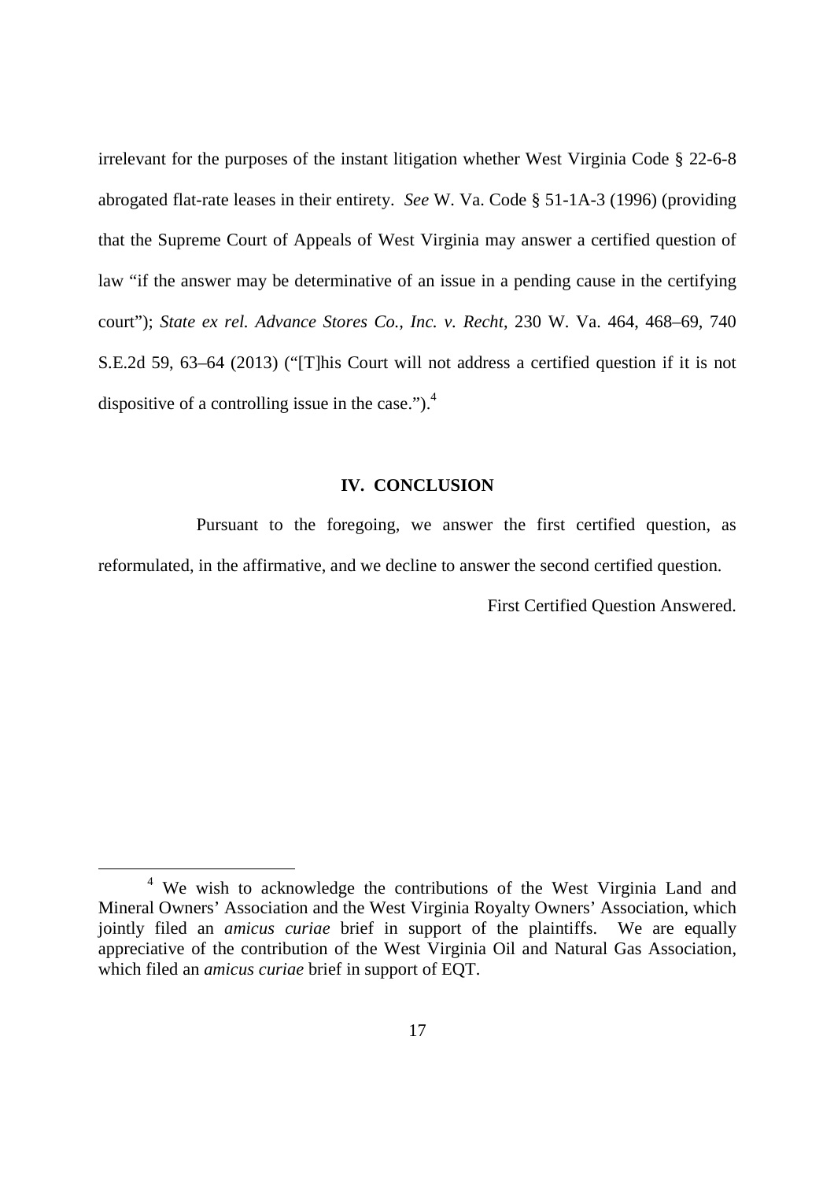irrelevant for the purposes of the instant litigation whether West Virginia Code § 22-6-8 abrogated flat-rate leases in their entirety. *See* W. Va. Code § 51-1A-3 (1996) (providing that the Supreme Court of Appeals of West Virginia may answer a certified question of law "if the answer may be determinative of an issue in a pending cause in the certifying court"); *State ex rel. Advance Stores Co., Inc. v. Recht*, 230 W. Va. 464, 468–69, 740 S.E.2d 59, 63–64 (2013) ("[T]his Court will not address a certified question if it is not dispositive of a controlling issue in the case.").[4]

## IV. CONCLUSION

Pursuant to the foregoing, we answer the first certified question, as reformulated, in the affirmative, and we decline to answer the second certified question.

First Certified Question Answered.

---

[4] We wish to acknowledge the contributions of the West Virginia Land and Mineral Owners' Association and the West Virginia Royalty Owners' Association, which jointly filed an *amicus curiae* brief in support of the plaintiffs. We are equally appreciative of the contribution of the West Virginia Oil and Natural Gas Association, which filed an *amicus curiae* brief in support of EQT.